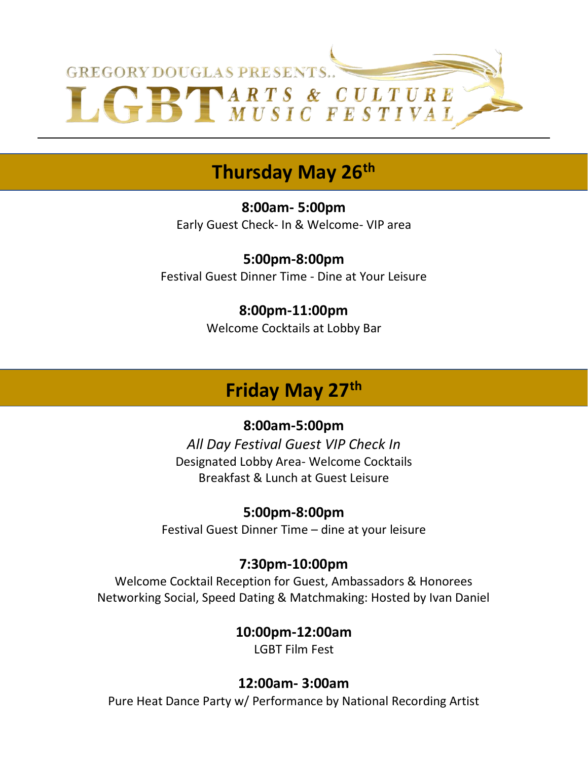GREGORY DOUGLAS PRESENTS..

# LGBT ARTS & CULTURE MUSIC FESTIVAL

## Thursday May 26th

**8:00am- 5:00pm**
Early Guest Check- In & Welcome- VIP area

**5:00pm-8:00pm**
Festival Guest Dinner Time - Dine at Your Leisure

**8:00pm-11:00pm**
Welcome Cocktails at Lobby Bar

## Friday May 27th

**8:00am-5:00pm**
*All Day Festival Guest VIP Check In*
Designated Lobby Area- Welcome Cocktails
Breakfast & Lunch at Guest Leisure

**5:00pm-8:00pm**
Festival Guest Dinner Time – dine at your leisure

**7:30pm-10:00pm**
Welcome Cocktail Reception for Guest, Ambassadors & Honorees
Networking Social, Speed Dating & Matchmaking: Hosted by Ivan Daniel

**10:00pm-12:00am**
LGBT Film Fest

**12:00am- 3:00am**
Pure Heat Dance Party w/ Performance by National Recording Artist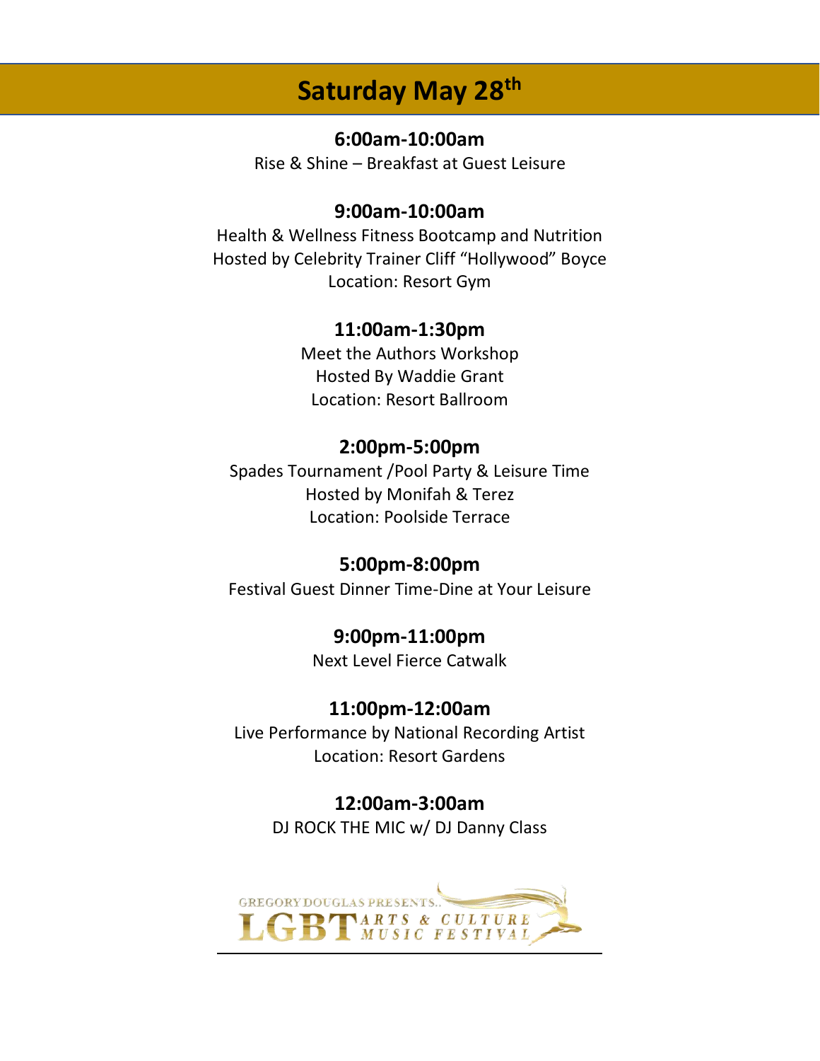# Saturday May 28th

**6:00am-10:00am**

Rise & Shine – Breakfast at Guest Leisure

**9:00am-10:00am**

Health & Wellness Fitness Bootcamp and Nutrition
Hosted by Celebrity Trainer Cliff "Hollywood" Boyce
Location: Resort Gym

**11:00am-1:30pm**

Meet the Authors Workshop
Hosted By Waddie Grant
Location: Resort Ballroom

**2:00pm-5:00pm**

Spades Tournament /Pool Party & Leisure Time
Hosted by Monifah & Terez
Location: Poolside Terrace

**5:00pm-8:00pm**

Festival Guest Dinner Time-Dine at Your Leisure

**9:00pm-11:00pm**

Next Level Fierce Catwalk

**11:00pm-12:00am**

Live Performance by National Recording Artist
Location: Resort Gardens

**12:00am-3:00am**

DJ ROCK THE MIC w/ DJ Danny Class

GREGORY DOUGLAS PRESENTS..
LGBT ARTS & CULTURE MUSIC FESTIVAL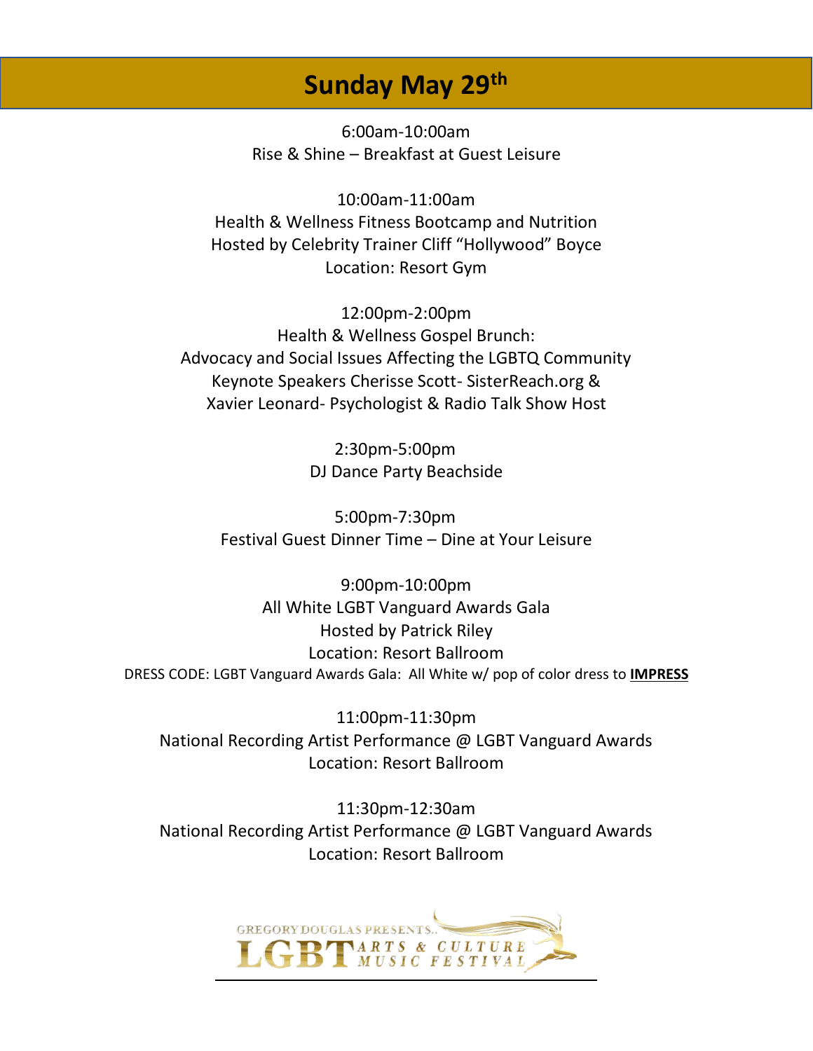## Sunday May 29th

6:00am-10:00am
Rise & Shine – Breakfast at Guest Leisure

10:00am-11:00am
Health & Wellness Fitness Bootcamp and Nutrition
Hosted by Celebrity Trainer Cliff "Hollywood" Boyce
Location: Resort Gym

12:00pm-2:00pm
Health & Wellness Gospel Brunch:
Advocacy and Social Issues Affecting the LGBTQ Community
Keynote Speakers Cherisse Scott- SisterReach.org &
Xavier Leonard- Psychologist & Radio Talk Show Host

2:30pm-5:00pm
DJ Dance Party Beachside

5:00pm-7:30pm
Festival Guest Dinner Time – Dine at Your Leisure

9:00pm-10:00pm
All White LGBT Vanguard Awards Gala
Hosted by Patrick Riley
Location: Resort Ballroom
DRESS CODE: LGBT Vanguard Awards Gala: All White w/ pop of color dress to **IMPRESS**

11:00pm-11:30pm
National Recording Artist Performance @ LGBT Vanguard Awards
Location: Resort Ballroom

11:30pm-12:30am
National Recording Artist Performance @ LGBT Vanguard Awards
Location: Resort Ballroom

GREGORY DOUGLAS PRESENTS..
LGBT ARTS & CULTURE MUSIC FESTIVAL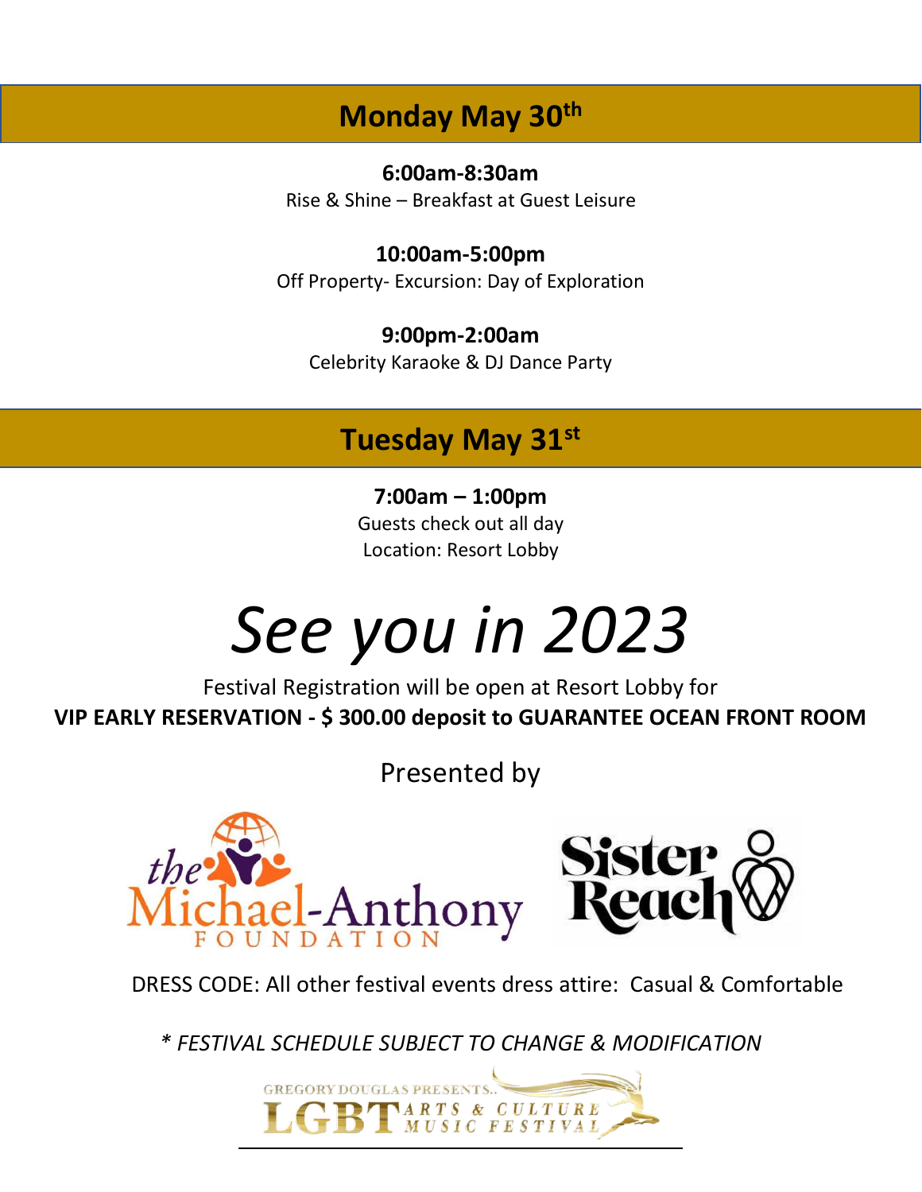## Monday May 30th

**6:00am-8:30am**
Rise & Shine – Breakfast at Guest Leisure

**10:00am-5:00pm**
Off Property- Excursion: Day of Exploration

**9:00pm-2:00am**
Celebrity Karaoke & DJ Dance Party

## Tuesday May 31st

**7:00am – 1:00pm**
Guests check out all day
Location: Resort Lobby

# *See you in 2023*

Festival Registration will be open at Resort Lobby for
**VIP EARLY RESERVATION - $ 300.00 deposit to GUARANTEE OCEAN FRONT ROOM**

Presented by

the Michael-Anthony FOUNDATION

Sister Reach

DRESS CODE: All other festival events dress attire: Casual & Comfortable

*\* FESTIVAL SCHEDULE SUBJECT TO CHANGE & MODIFICATION*

GREGORY DOUGLAS PRESENTS..
LGBT ARTS & CULTURE MUSIC FESTIVAL